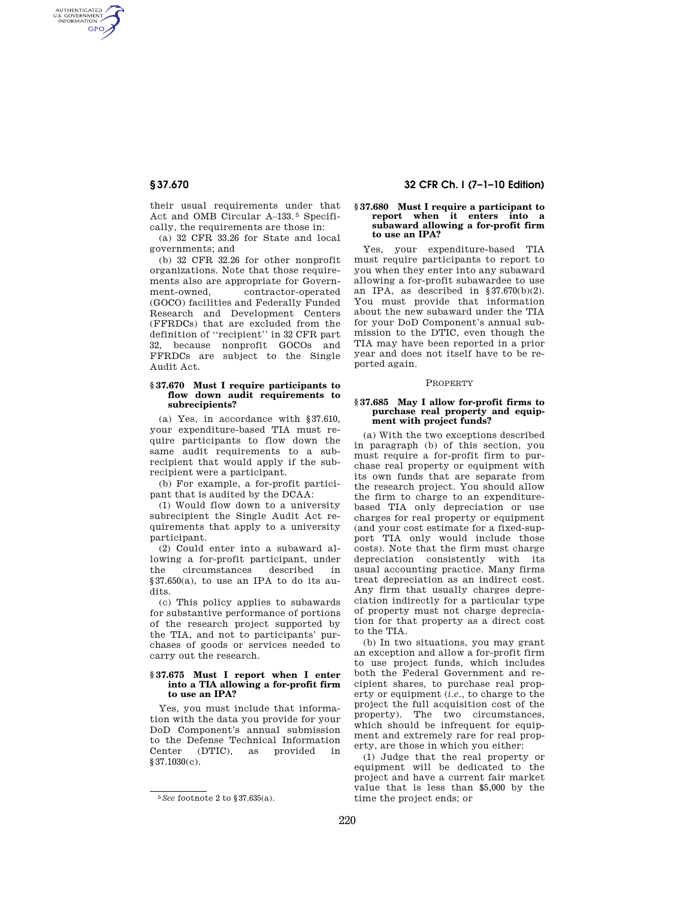their usual requirements under that Act and OMB Circular A–133.[5] Specifically, the requirements are those in:

(a) 32 CFR 33.26 for State and local governments; and

(b) 32 CFR 32.26 for other nonprofit organizations. Note that those requirements also are appropriate for Government-owned, contractor-operated (GOCO) facilities and Federally Funded Research and Development Centers (FFRDCs) that are excluded from the definition of "recipient" in 32 CFR part 32, because nonprofit GOCOs and FFRDCs are subject to the Single Audit Act.

### § 37.670 Must I require participants to flow down audit requirements to subrecipients?

(a) Yes, in accordance with § 37.610, your expenditure-based TIA must require participants to flow down the same audit requirements to a subrecipient that would apply if the subrecipient were a participant.

(b) For example, a for-profit participant that is audited by the DCAA:

(1) Would flow down to a university subrecipient the Single Audit Act requirements that apply to a university participant.

(2) Could enter into a subaward allowing a for-profit participant, under the circumstances described in § 37.650(a), to use an IPA to do its audits.

(c) This policy applies to subawards for substantive performance of portions of the research project supported by the TIA, and not to participants' purchases of goods or services needed to carry out the research.

### § 37.675 Must I report when I enter into a TIA allowing a for-profit firm to use an IPA?

Yes, you must include that information with the data you provide for your DoD Component's annual submission to the Defense Technical Information Center (DTIC), as provided in § 37.1030(c).

[5] *See* footnote 2 to § 37.635(a).

### § 37.680 Must I require a participant to report when it enters into a subaward allowing a for-profit firm to use an IPA?

Yes, your expenditure-based TIA must require participants to report to you when they enter into any subaward allowing a for-profit subawardee to use an IPA, as described in § 37.670(b)(2). You must provide that information about the new subaward under the TIA for your DoD Component's annual submission to the DTIC, even though the TIA may have been reported in a prior year and does not itself have to be reported again.

## PROPERTY

### § 37.685 May I allow for-profit firms to purchase real property and equipment with project funds?

(a) With the two exceptions described in paragraph (b) of this section, you must require a for-profit firm to purchase real property or equipment with its own funds that are separate from the research project. You should allow the firm to charge to an expenditure-based TIA only depreciation or use charges for real property or equipment (and your cost estimate for a fixed-support TIA only would include those costs). Note that the firm must charge depreciation consistently with its usual accounting practice. Many firms treat depreciation as an indirect cost. Any firm that usually charges depreciation indirectly for a particular type of property must not charge depreciation for that property as a direct cost to the TIA.

(b) In two situations, you may grant an exception and allow a for-profit firm to use project funds, which includes both the Federal Government and recipient shares, to purchase real property or equipment (*i.e.*, to charge to the project the full acquisition cost of the property). The two circumstances, which should be infrequent for equipment and extremely rare for real property, are those in which you either:

(1) Judge that the real property or equipment will be dedicated to the project and have a current fair market value that is less than $5,000 by the time the project ends; or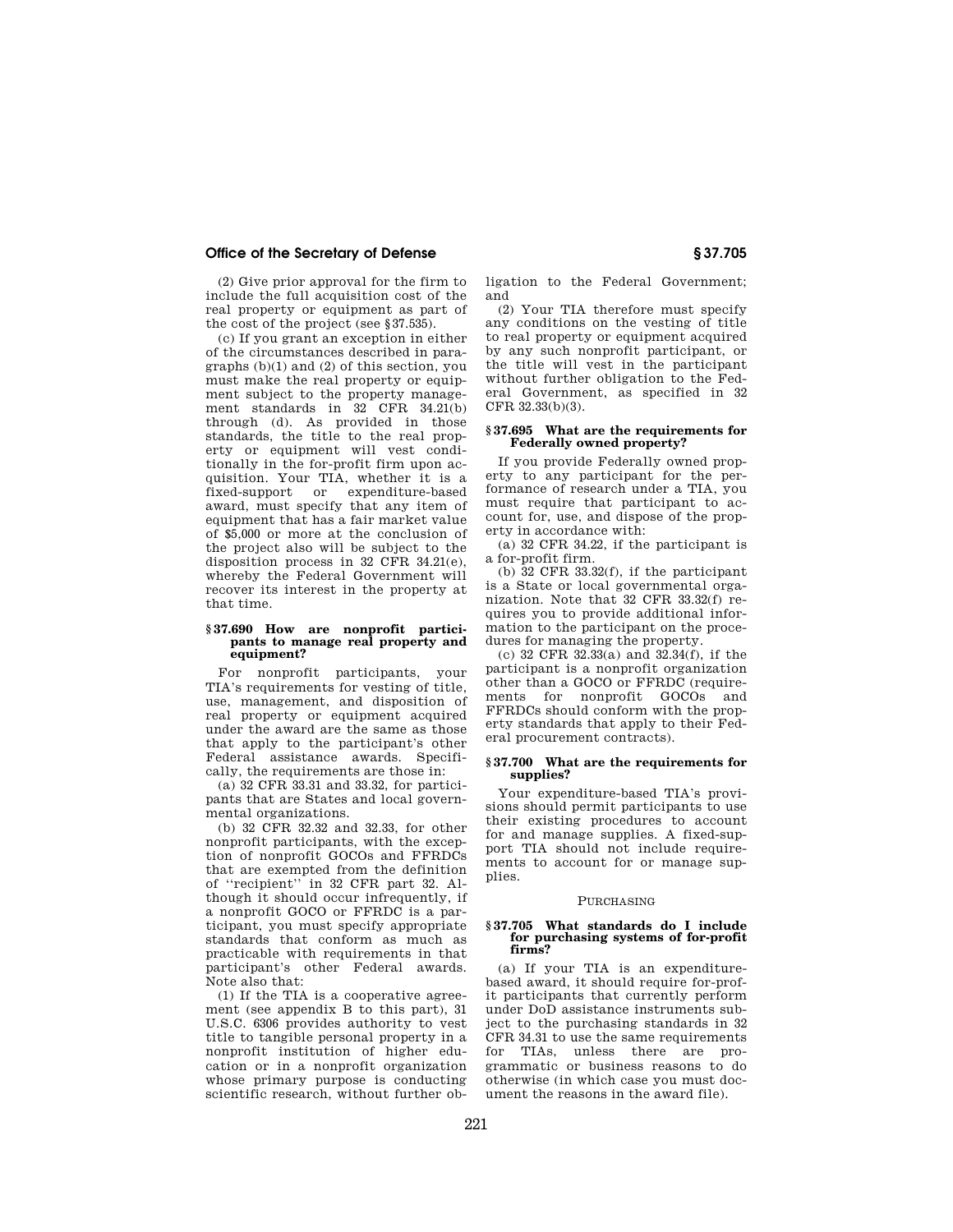(2) Give prior approval for the firm to include the full acquisition cost of the real property or equipment as part of the cost of the project (see §37.535).

(c) If you grant an exception in either of the circumstances described in paragraphs (b)(1) and (2) of this section, you must make the real property or equipment subject to the property management standards in 32 CFR 34.21(b) through (d). As provided in those standards, the title to the real property or equipment will vest conditionally in the for-profit firm upon acquisition. Your TIA, whether it is a fixed-support or expenditure-based award, must specify that any item of equipment that has a fair market value of $5,000 or more at the conclusion of the project also will be subject to the disposition process in 32 CFR 34.21(e), whereby the Federal Government will recover its interest in the property at that time.

### § 37.690 How are nonprofit participants to manage real property and equipment?

For nonprofit participants, your TIA's requirements for vesting of title, use, management, and disposition of real property or equipment acquired under the award are the same as those that apply to the participant's other Federal assistance awards. Specifically, the requirements are those in:

(a) 32 CFR 33.31 and 33.32, for participants that are States and local governmental organizations.

(b) 32 CFR 32.32 and 32.33, for other nonprofit participants, with the exception of nonprofit GOCOs and FFRDCs that are exempted from the definition of "recipient" in 32 CFR part 32. Although it should occur infrequently, if a nonprofit GOCO or FFRDC is a participant, you must specify appropriate standards that conform as much as practicable with requirements in that participant's other Federal awards. Note also that:

(1) If the TIA is a cooperative agreement (see appendix B to this part), 31 U.S.C. 6306 provides authority to vest title to tangible personal property in a nonprofit institution of higher education or in a nonprofit organization whose primary purpose is conducting scientific research, without further obligation to the Federal Government; and

(2) Your TIA therefore must specify any conditions on the vesting of title to real property or equipment acquired by any such nonprofit participant, or the title will vest in the participant without further obligation to the Federal Government, as specified in 32 CFR 32.33(b)(3).

### § 37.695 What are the requirements for Federally owned property?

If you provide Federally owned property to any participant for the performance of research under a TIA, you must require that participant to account for, use, and dispose of the property in accordance with:

(a) 32 CFR 34.22, if the participant is a for-profit firm.

(b) 32 CFR 33.32(f), if the participant is a State or local governmental organization. Note that 32 CFR 33.32(f) requires you to provide additional information to the participant on the procedures for managing the property.

(c) 32 CFR 32.33(a) and 32.34(f), if the participant is a nonprofit organization other than a GOCO or FFRDC (requirements for nonprofit GOCOs and FFRDCs should conform with the property standards that apply to their Federal procurement contracts).

### § 37.700 What are the requirements for supplies?

Your expenditure-based TIA's provisions should permit participants to use their existing procedures to account for and manage supplies. A fixed-support TIA should not include requirements to account for or manage supplies.

## PURCHASING

### § 37.705 What standards do I include for purchasing systems of for-profit firms?

(a) If your TIA is an expenditure-based award, it should require for-profit participants that currently perform under DoD assistance instruments subject to the purchasing standards in 32 CFR 34.31 to use the same requirements for TIAs, unless there are programmatic or business reasons to do otherwise (in which case you must document the reasons in the award file).